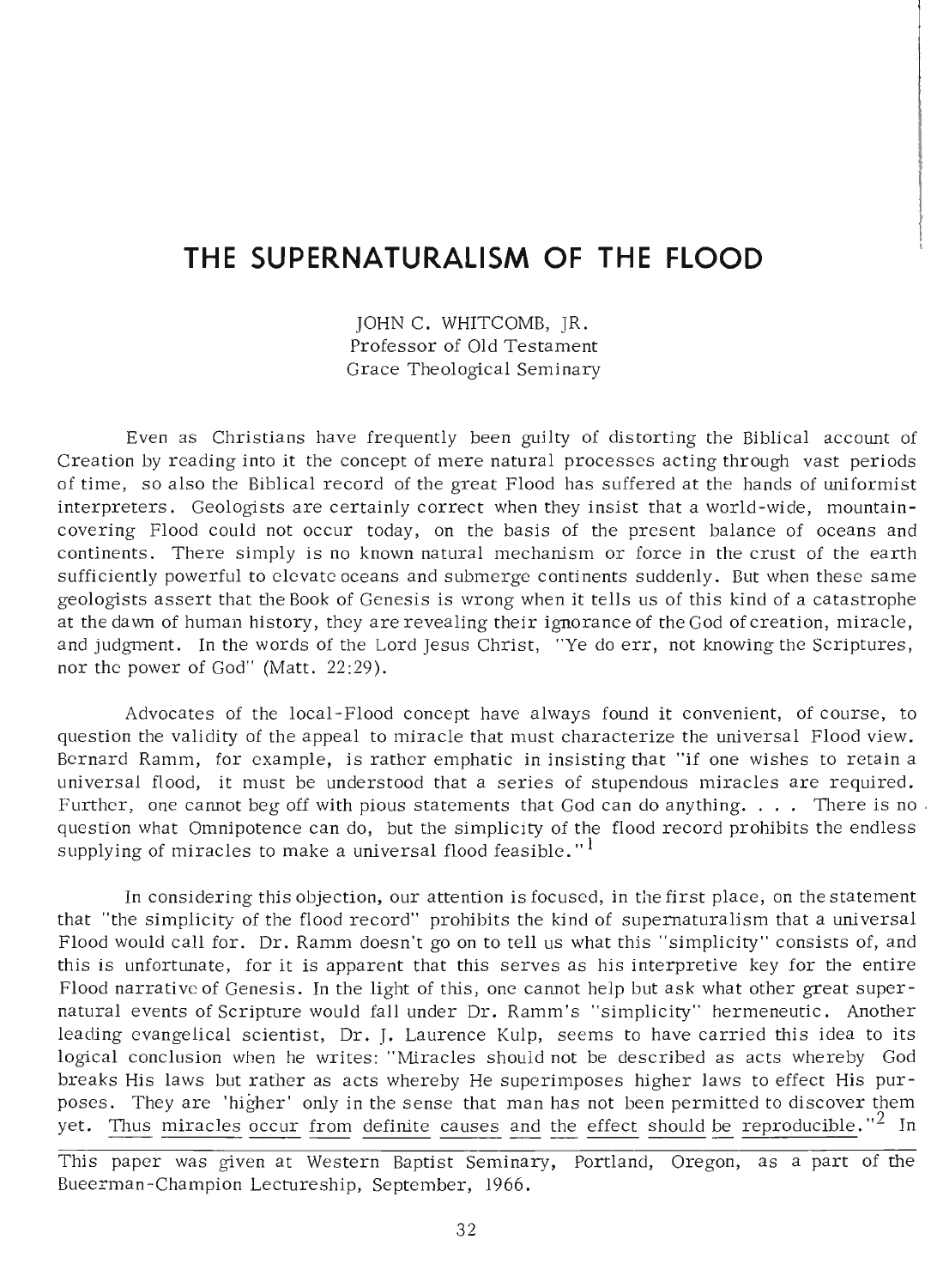# THE SUPERNATURALISM OF THE FLOOD

JOHN C. WHITCOMB, JR.
Professor of Old Testament
Grace Theological Seminary

Even as Christians have frequently been guilty of distorting the Biblical account of Creation by reading into it the concept of mere natural processes acting through vast periods of time, so also the Biblical record of the great Flood has suffered at the hands of uniformist interpreters. Geologists are certainly correct when they insist that a world-wide, mountain-covering Flood could not occur today, on the basis of the present balance of oceans and continents. There simply is no known natural mechanism or force in the crust of the earth sufficiently powerful to elevate oceans and submerge continents suddenly. But when these same geologists assert that the Book of Genesis is wrong when it tells us of this kind of a catastrophe at the dawn of human history, they are revealing their ignorance of the God of creation, miracle, and judgment. In the words of the Lord Jesus Christ, "Ye do err, not knowing the Scriptures, nor the power of God" (Matt. 22:29).

Advocates of the local-Flood concept have always found it convenient, of course, to question the validity of the appeal to miracle that must characterize the universal Flood view. Bernard Ramm, for example, is rather emphatic in insisting that "if one wishes to retain a universal flood, it must be understood that a series of stupendous miracles are required. Further, one cannot beg off with pious statements that God can do anything. . . . There is no question what Omnipotence can do, but the simplicity of the flood record prohibits the endless supplying of miracles to make a universal flood feasible."[1]

In considering this objection, our attention is focused, in the first place, on the statement that "the simplicity of the flood record" prohibits the kind of supernaturalism that a universal Flood would call for. Dr. Ramm doesn't go on to tell us what this "simplicity" consists of, and this is unfortunate, for it is apparent that this serves as his interpretive key for the entire Flood narrative of Genesis. In the light of this, one cannot help but ask what other great supernatural events of Scripture would fall under Dr. Ramm's "simplicity" hermeneutic. Another leading evangelical scientist, Dr. J. Laurence Kulp, seems to have carried this idea to its logical conclusion when he writes: "Miracles should not be described as acts whereby God breaks His laws but rather as acts whereby He superimposes higher laws to effect His purposes. They are 'higher' only in the sense that man has not been permitted to discover them yet. <u>Thus miracles occur from definite causes and the effect should be reproducible.</u>"[2] In

---

This paper was given at Western Baptist Seminary, Portland, Oregon, as a part of the Bueerman-Champion Lectureship, September, 1966.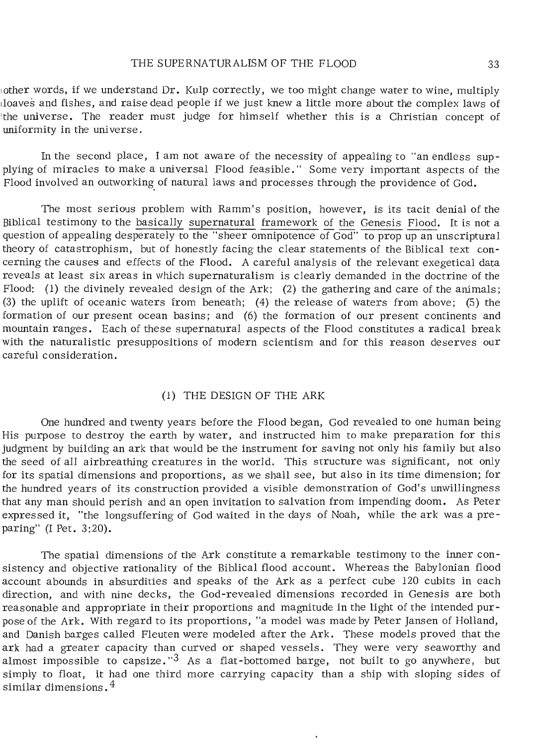other words, if we understand Dr. Kulp correctly, we too might change water to wine, multiply loaves and fishes, and raise dead people if we just knew a little more about the complex laws of the universe. The reader must judge for himself whether this is a Christian concept of uniformity in the universe.

In the second place, I am not aware of the necessity of appealing to "an endless supplying of miracles to make a universal Flood feasible." Some very important aspects of the Flood involved an outworking of natural laws and processes through the providence of God.

The most serious problem with Ramm's position, however, is its tacit denial of the Biblical testimony to the basically supernatural framework of the Genesis Flood. It is not a question of appealing desperately to the "sheer omnipotence of God" to prop up an unscriptural theory of catastrophism, but of honestly facing the clear statements of the Biblical text concerning the causes and effects of the Flood. A careful analysis of the relevant exegetical data reveals at least six areas in which supernaturalism is clearly demanded in the doctrine of the Flood: (1) the divinely revealed design of the Ark; (2) the gathering and care of the animals; (3) the uplift of oceanic waters from beneath; (4) the release of waters from above; (5) the formation of our present ocean basins; and (6) the formation of our present continents and mountain ranges. Each of these supernatural aspects of the Flood constitutes a radical break with the naturalistic presuppositions of modern scientism and for this reason deserves our careful consideration.

## (1) THE DESIGN OF THE ARK

One hundred and twenty years before the Flood began, God revealed to one human being His purpose to destroy the earth by water, and instructed him to make preparation for this judgment by building an ark that would be the instrument for saving not only his family but also the seed of all airbreathing creatures in the world. This structure was significant, not only for its spatial dimensions and proportions, as we shall see, but also in its time dimension; for the hundred years of its construction provided a visible demonstration of God's unwillingness that any man should perish and an open invitation to salvation from impending doom. As Peter expressed it, "the longsuffering of God waited in the days of Noah, while the ark was a preparing" (I Pet. 3:20).

The spatial dimensions of the Ark constitute a remarkable testimony to the inner consistency and objective rationality of the Biblical flood account. Whereas the Babylonian flood account abounds in absurdities and speaks of the Ark as a perfect cube 120 cubits in each direction, and with nine decks, the God-revealed dimensions recorded in Genesis are both reasonable and appropriate in their proportions and magnitude in the light of the intended purpose of the Ark. With regard to its proportions, "a model was made by Peter Jansen of Holland, and Danish barges called Fleuten were modeled after the Ark. These models proved that the ark had a greater capacity than curved or shaped vessels. They were very seaworthy and almost impossible to capsize."[3] As a flat-bottomed barge, not built to go anywhere, but simply to float, it had one third more carrying capacity than a ship with sloping sides of similar dimensions.[4]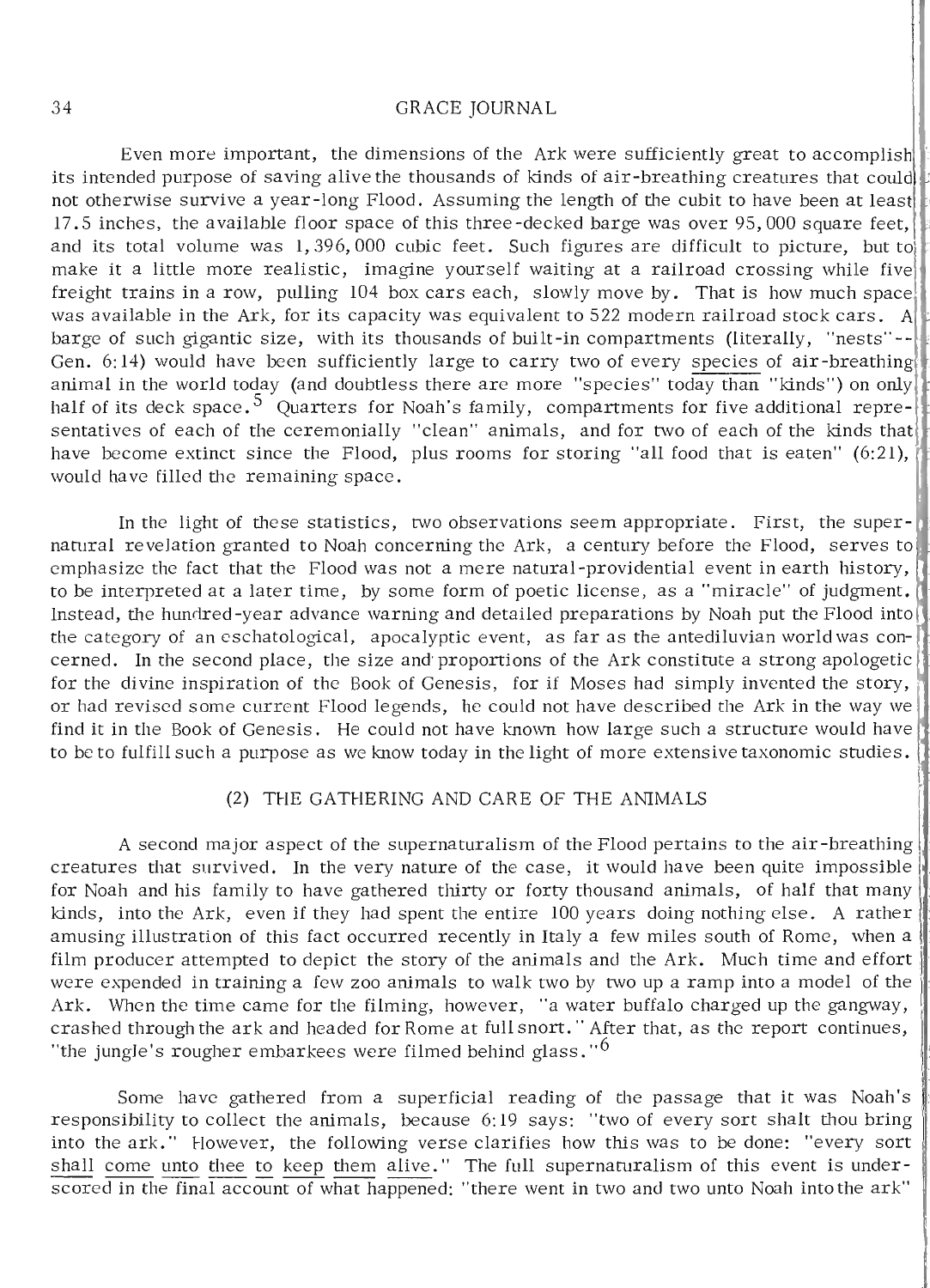Even more important, the dimensions of the Ark were sufficiently great to accomplish its intended purpose of saving alive the thousands of kinds of air-breathing creatures that could not otherwise survive a year-long Flood. Assuming the length of the cubit to have been at least 17.5 inches, the available floor space of this three-decked barge was over 95,000 square feet, and its total volume was 1,396,000 cubic feet. Such figures are difficult to picture, but to make it a little more realistic, imagine yourself waiting at a railroad crossing while five freight trains in a row, pulling 104 box cars each, slowly move by. That is how much space was available in the Ark, for its capacity was equivalent to 522 modern railroad stock cars. A barge of such gigantic size, with its thousands of built-in compartments (literally, "nests"--Gen. 6:14) would have been sufficiently large to carry two of every species of air-breathing animal in the world today (and doubtless there are more "species" today than "kinds") on only half of its deck space.[5] Quarters for Noah's family, compartments for five additional representatives of each of the ceremonially "clean" animals, and for two of each of the kinds that have become extinct since the Flood, plus rooms for storing "all food that is eaten" (6:21), would have filled the remaining space.

In the light of these statistics, two observations seem appropriate. First, the supernatural revelation granted to Noah concerning the Ark, a century before the Flood, serves to emphasize the fact that the Flood was not a mere natural-providential event in earth history, to be interpreted at a later time, by some form of poetic license, as a "miracle" of judgment. Instead, the hundred-year advance warning and detailed preparations by Noah put the Flood into the category of an eschatological, apocalyptic event, as far as the antediluvian world was concerned. In the second place, the size and proportions of the Ark constitute a strong apologetic for the divine inspiration of the Book of Genesis, for if Moses had simply invented the story, or had revised some current Flood legends, he could not have described the Ark in the way we find it in the Book of Genesis. He could not have known how large such a structure would have to be to fulfill such a purpose as we know today in the light of more extensive taxonomic studies.

### (2) THE GATHERING AND CARE OF THE ANIMALS

A second major aspect of the supernaturalism of the Flood pertains to the air-breathing creatures that survived. In the very nature of the case, it would have been quite impossible for Noah and his family to have gathered thirty or forty thousand animals, of half that many kinds, into the Ark, even if they had spent the entire 100 years doing nothing else. A rather amusing illustration of this fact occurred recently in Italy a few miles south of Rome, when a film producer attempted to depict the story of the animals and the Ark. Much time and effort were expended in training a few zoo animals to walk two by two up a ramp into a model of the Ark. When the time came for the filming, however, "a water buffalo charged up the gangway, crashed through the ark and headed for Rome at full snort." After that, as the report continues, "the jungle's rougher embarkees were filmed behind glass."[6]

Some have gathered from a superficial reading of the passage that it was Noah's responsibility to collect the animals, because 6:19 says: "two of every sort shalt thou bring into the ark." However, the following verse clarifies how this was to be done: "every sort shall come unto thee to keep them alive." The full supernaturalism of this event is underscored in the final account of what happened: "there went in two and two unto Noah into the ark"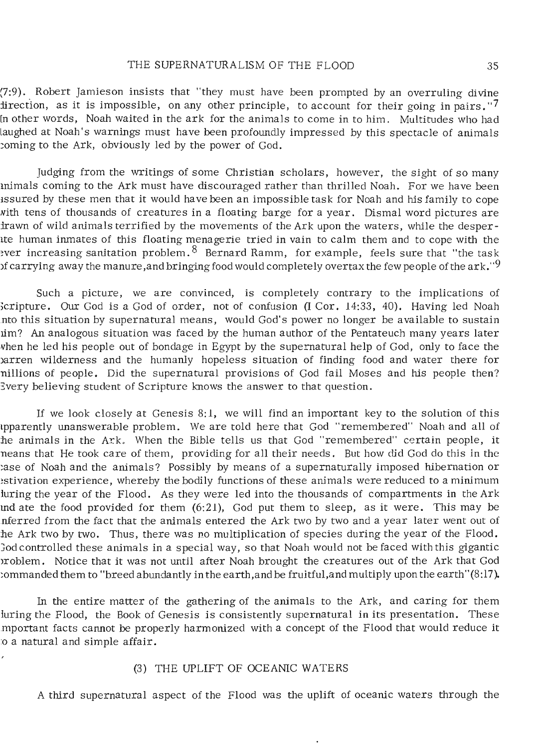(7:9). Robert Jamieson insists that "they must have been prompted by an overruling divine direction, as it is impossible, on any other principle, to account for their going in pairs."[7] In other words, Noah waited in the ark for the animals to come in to him. Multitudes who had laughed at Noah's warnings must have been profoundly impressed by this spectacle of animals coming to the Ark, obviously led by the power of God.

Judging from the writings of some Christian scholars, however, the sight of so many animals coming to the Ark must have discouraged rather than thrilled Noah. For we have been assured by these men that it would have been an impossible task for Noah and his family to cope with tens of thousands of creatures in a floating barge for a year. Dismal word pictures are drawn of wild animals terrified by the movements of the Ark upon the waters, while the desperate human inmates of this floating menagerie tried in vain to calm them and to cope with the ever increasing sanitation problem.[8] Bernard Ramm, for example, feels sure that "the task of carrying away the manure, and bringing food would completely overtax the few people of the ark."[9]

Such a picture, we are convinced, is completely contrary to the implications of Scripture. Our God is a God of order, not of confusion (I Cor. 14:33, 40). Having led Noah into this situation by supernatural means, would God's power no longer be available to sustain him? An analogous situation was faced by the human author of the Pentateuch many years later when he led his people out of bondage in Egypt by the supernatural help of God, only to face the barren wilderness and the humanly hopeless situation of finding food and water there for millions of people. Did the supernatural provisions of God fail Moses and his people then? Every believing student of Scripture knows the answer to that question.

If we look closely at Genesis 8:1, we will find an important key to the solution of this apparently unanswerable problem. We are told here that God "remembered" Noah and all of the animals in the Ark. When the Bible tells us that God "remembered" certain people, it means that He took care of them, providing for all their needs. But how did God do this in the case of Noah and the animals? Possibly by means of a supernaturally imposed hibernation or estivation experience, whereby the bodily functions of these animals were reduced to a minimum during the year of the Flood. As they were led into the thousands of compartments in the Ark and ate the food provided for them (6:21), God put them to sleep, as it were. This may be inferred from the fact that the animals entered the Ark two by two and a year later went out of the Ark two by two. Thus, there was no multiplication of species during the year of the Flood. God controlled these animals in a special way, so that Noah would not be faced with this gigantic problem. Notice that it was not until after Noah brought the creatures out of the Ark that God commanded them to "breed abundantly in the earth, and be fruitful, and multiply upon the earth" (8:17).

In the entire matter of the gathering of the animals to the Ark, and caring for them during the Flood, the Book of Genesis is consistently supernatural in its presentation. These important facts cannot be properly harmonized with a concept of the Flood that would reduce it to a natural and simple affair.

### (3) THE UPLIFT OF OCEANIC WATERS

A third supernatural aspect of the Flood was the uplift of oceanic waters through the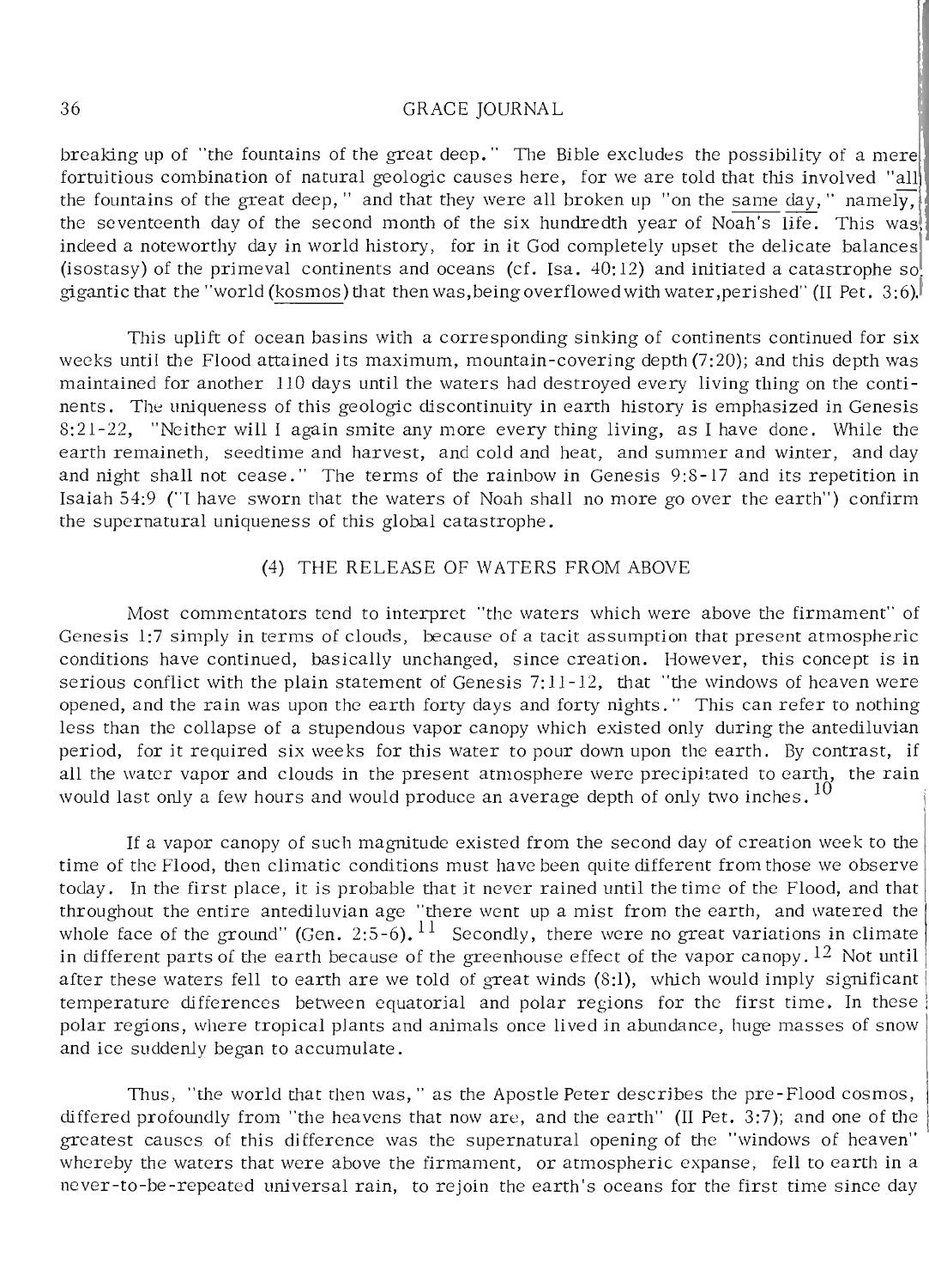breaking up of "the fountains of the great deep." The Bible excludes the possibility of a mere fortuitious combination of natural geologic causes here, for we are told that this involved "all the fountains of the great deep," and that they were all broken up "on the same day," namely, the seventeenth day of the second month of the six hundredth year of Noah's life. This was indeed a noteworthy day in world history, for in it God completely upset the delicate balances (isostasy) of the primeval continents and oceans (cf. Isa. 40:12) and initiated a catastrophe so gigantic that the "world (kosmos) that then was, being overflowed with water, perished" (II Pet. 3:6).

This uplift of ocean basins with a corresponding sinking of continents continued for six weeks until the Flood attained its maximum, mountain-covering depth (7:20); and this depth was maintained for another 110 days until the waters had destroyed every living thing on the continents. The uniqueness of this geologic discontinuity in earth history is emphasized in Genesis 8:21-22, "Neither will I again smite any more every thing living, as I have done. While the earth remaineth, seedtime and harvest, and cold and heat, and summer and winter, and day and night shall not cease." The terms of the rainbow in Genesis 9:8-17 and its repetition in Isaiah 54:9 ("I have sworn that the waters of Noah shall no more go over the earth") confirm the supernatural uniqueness of this global catastrophe.

### (4) THE RELEASE OF WATERS FROM ABOVE

Most commentators tend to interpret "the waters which were above the firmament" of Genesis 1:7 simply in terms of clouds, because of a tacit assumption that present atmospheric conditions have continued, basically unchanged, since creation. However, this concept is in serious conflict with the plain statement of Genesis 7:11-12, that "the windows of heaven were opened, and the rain was upon the earth forty days and forty nights." This can refer to nothing less than the collapse of a stupendous vapor canopy which existed only during the antediluvian period, for it required six weeks for this water to pour down upon the earth. By contrast, if all the water vapor and clouds in the present atmosphere were precipitated to earth, the rain would last only a few hours and would produce an average depth of only two inches.[10]

If a vapor canopy of such magnitude existed from the second day of creation week to the time of the Flood, then climatic conditions must have been quite different from those we observe today. In the first place, it is probable that it never rained until the time of the Flood, and that throughout the entire antediluvian age "there went up a mist from the earth, and watered the whole face of the ground" (Gen. 2:5-6).[11] Secondly, there were no great variations in climate in different parts of the earth because of the greenhouse effect of the vapor canopy.[12] Not until after these waters fell to earth are we told of great winds (8:1), which would imply significant temperature differences between equatorial and polar regions for the first time. In these polar regions, where tropical plants and animals once lived in abundance, huge masses of snow and ice suddenly began to accumulate.

Thus, "the world that then was," as the Apostle Peter describes the pre-Flood cosmos, differed profoundly from "the heavens that now are, and the earth" (II Pet. 3:7); and one of the greatest causes of this difference was the supernatural opening of the "windows of heaven" whereby the waters that were above the firmament, or atmospheric expanse, fell to earth in a never-to-be-repeated universal rain, to rejoin the earth's oceans for the first time since day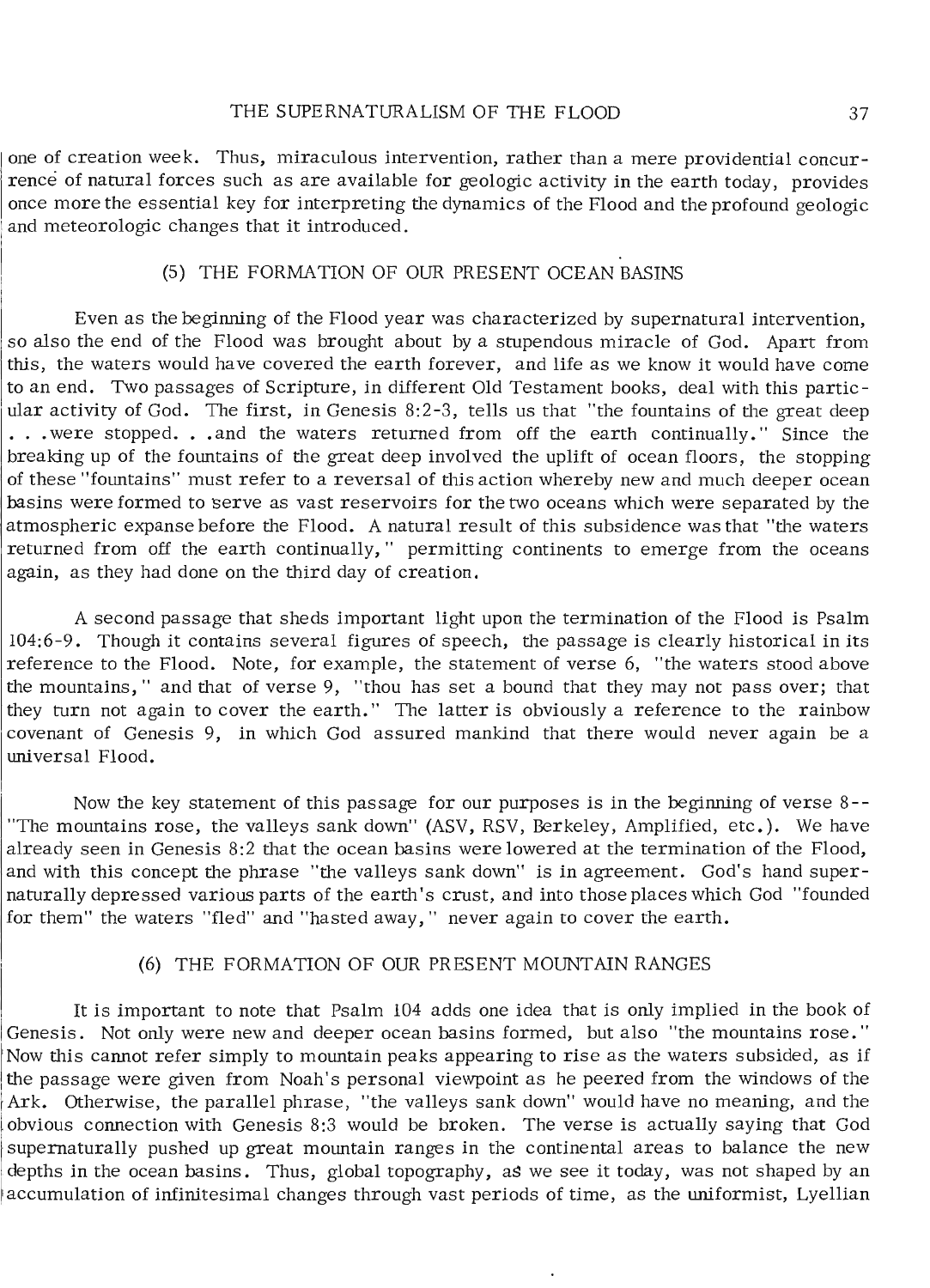one of creation week. Thus, miraculous intervention, rather than a mere providential concurrence of natural forces such as are available for geologic activity in the earth today, provides once more the essential key for interpreting the dynamics of the Flood and the profound geologic and meteorologic changes that it introduced.

## (5) THE FORMATION OF OUR PRESENT OCEAN BASINS

Even as the beginning of the Flood year was characterized by supernatural intervention, so also the end of the Flood was brought about by a stupendous miracle of God. Apart from this, the waters would have covered the earth forever, and life as we know it would have come to an end. Two passages of Scripture, in different Old Testament books, deal with this particular activity of God. The first, in Genesis 8:2-3, tells us that "the fountains of the great deep . . .were stopped. . .and the waters returned from off the earth continually." Since the breaking up of the fountains of the great deep involved the uplift of ocean floors, the stopping of these "fountains" must refer to a reversal of this action whereby new and much deeper ocean basins were formed to serve as vast reservoirs for the two oceans which were separated by the atmospheric expanse before the Flood. A natural result of this subsidence was that "the waters returned from off the earth continually," permitting continents to emerge from the oceans again, as they had done on the third day of creation.

A second passage that sheds important light upon the termination of the Flood is Psalm 104:6-9. Though it contains several figures of speech, the passage is clearly historical in its reference to the Flood. Note, for example, the statement of verse 6, "the waters stood above the mountains," and that of verse 9, "thou has set a bound that they may not pass over; that they turn not again to cover the earth." The latter is obviously a reference to the rainbow covenant of Genesis 9, in which God assured mankind that there would never again be a universal Flood.

Now the key statement of this passage for our purposes is in the beginning of verse 8--"The mountains rose, the valleys sank down" (ASV, RSV, Berkeley, Amplified, etc.). We have already seen in Genesis 8:2 that the ocean basins were lowered at the termination of the Flood, and with this concept the phrase "the valleys sank down" is in agreement. God's hand supernaturally depressed various parts of the earth's crust, and into those places which God "founded for them" the waters "fled" and "hasted away," never again to cover the earth.

## (6) THE FORMATION OF OUR PRESENT MOUNTAIN RANGES

It is important to note that Psalm 104 adds one idea that is only implied in the book of Genesis. Not only were new and deeper ocean basins formed, but also "the mountains rose." Now this cannot refer simply to mountain peaks appearing to rise as the waters subsided, as if the passage were given from Noah's personal viewpoint as he peered from the windows of the Ark. Otherwise, the parallel phrase, "the valleys sank down" would have no meaning, and the obvious connection with Genesis 8:3 would be broken. The verse is actually saying that God supernaturally pushed up great mountain ranges in the continental areas to balance the new depths in the ocean basins. Thus, global topography, as we see it today, was not shaped by an accumulation of infinitesimal changes through vast periods of time, as the uniformist, Lyellian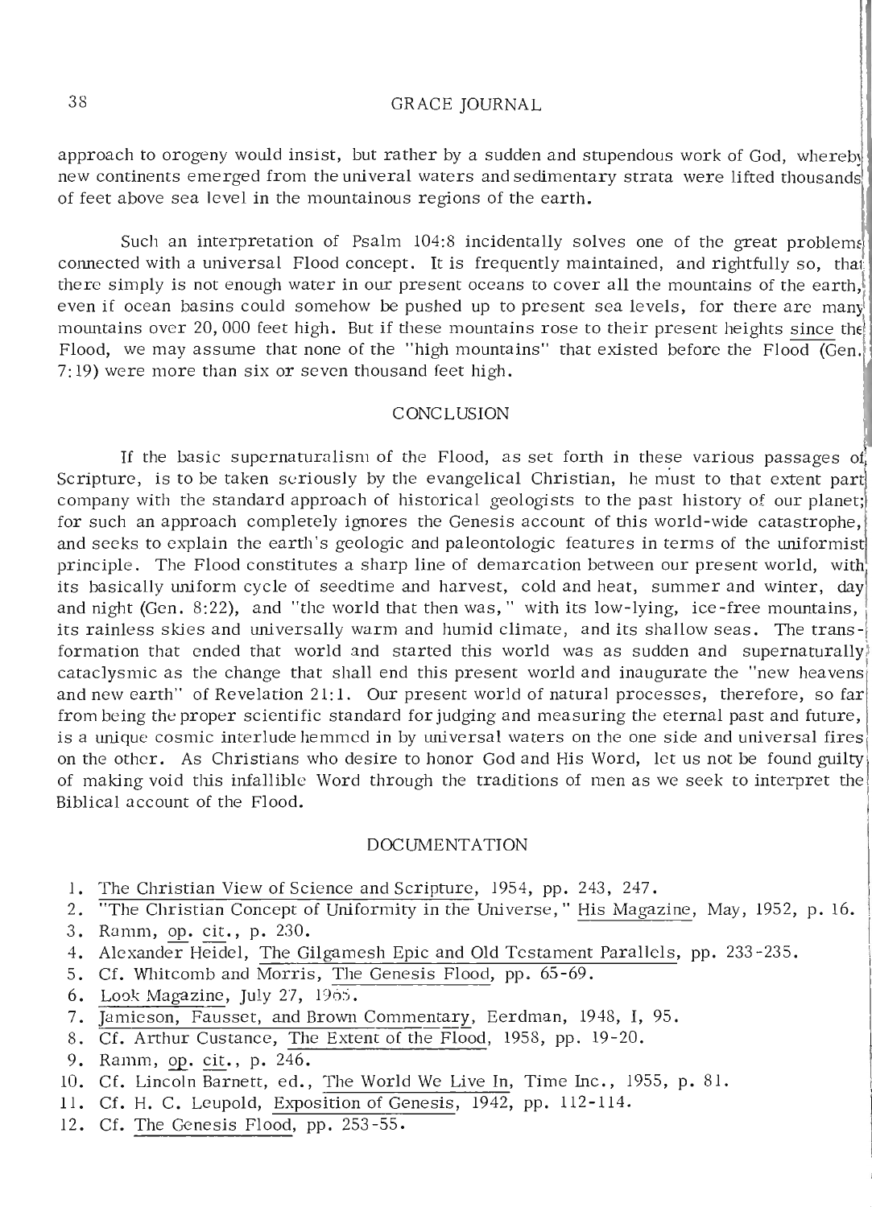approach to orogeny would insist, but rather by a sudden and stupendous work of God, whereby new continents emerged from the univeral waters and sedimentary strata were lifted thousands of feet above sea level in the mountainous regions of the earth.

Such an interpretation of Psalm 104:8 incidentally solves one of the great problems connected with a universal Flood concept. It is frequently maintained, and rightfully so, that there simply is not enough water in our present oceans to cover all the mountains of the earth, even if ocean basins could somehow be pushed up to present sea levels, for there are many mountains over 20,000 feet high. But if these mountains rose to their present heights since the Flood, we may assume that none of the "high mountains" that existed before the Flood (Gen. 7:19) were more than six or seven thousand feet high.

## CONCLUSION

If the basic supernaturalism of the Flood, as set forth in these various passages of Scripture, is to be taken seriously by the evangelical Christian, he must to that extent part company with the standard approach of historical geologists to the past history of our planet; for such an approach completely ignores the Genesis account of this world-wide catastrophe, and seeks to explain the earth's geologic and paleontologic features in terms of the uniformist principle. The Flood constitutes a sharp line of demarcation between our present world, with its basically uniform cycle of seedtime and harvest, cold and heat, summer and winter, day and night (Gen. 8:22), and "the world that then was," with its low-lying, ice-free mountains, its rainless skies and universally warm and humid climate, and its shallow seas. The transformation that ended that world and started this world was as sudden and supernaturally cataclysmic as the change that shall end this present world and inaugurate the "new heavens and new earth" of Revelation 21:1. Our present world of natural processes, therefore, so far from being the proper scientific standard for judging and measuring the eternal past and future, is a unique cosmic interlude hemmed in by universal waters on the one side and universal fires on the other. As Christians who desire to honor God and His Word, let us not be found guilty of making void this infallible Word through the traditions of men as we seek to interpret the Biblical account of the Flood.

## DOCUMENTATION

1. The Christian View of Science and Scripture, 1954, pp. 243, 247.
2. "The Christian Concept of Uniformity in the Universe," His Magazine, May, 1952, p. 16.
3. Ramm, op. cit., p. 230.
4. Alexander Heidel, The Gilgamesh Epic and Old Testament Parallels, pp. 233-235.
5. Cf. Whitcomb and Morris, The Genesis Flood, pp. 65-69.
6. Look Magazine, July 27, 1965.
7. Jamieson, Fausset, and Brown Commentary, Eerdman, 1948, I, 95.
8. Cf. Arthur Custance, The Extent of the Flood, 1958, pp. 19-20.
9. Ramm, op. cit., p. 246.
10. Cf. Lincoln Barnett, ed., The World We Live In, Time Inc., 1955, p. 81.
11. Cf. H. C. Leupold, Exposition of Genesis, 1942, pp. 112-114.
12. Cf. The Genesis Flood, pp. 253-55.